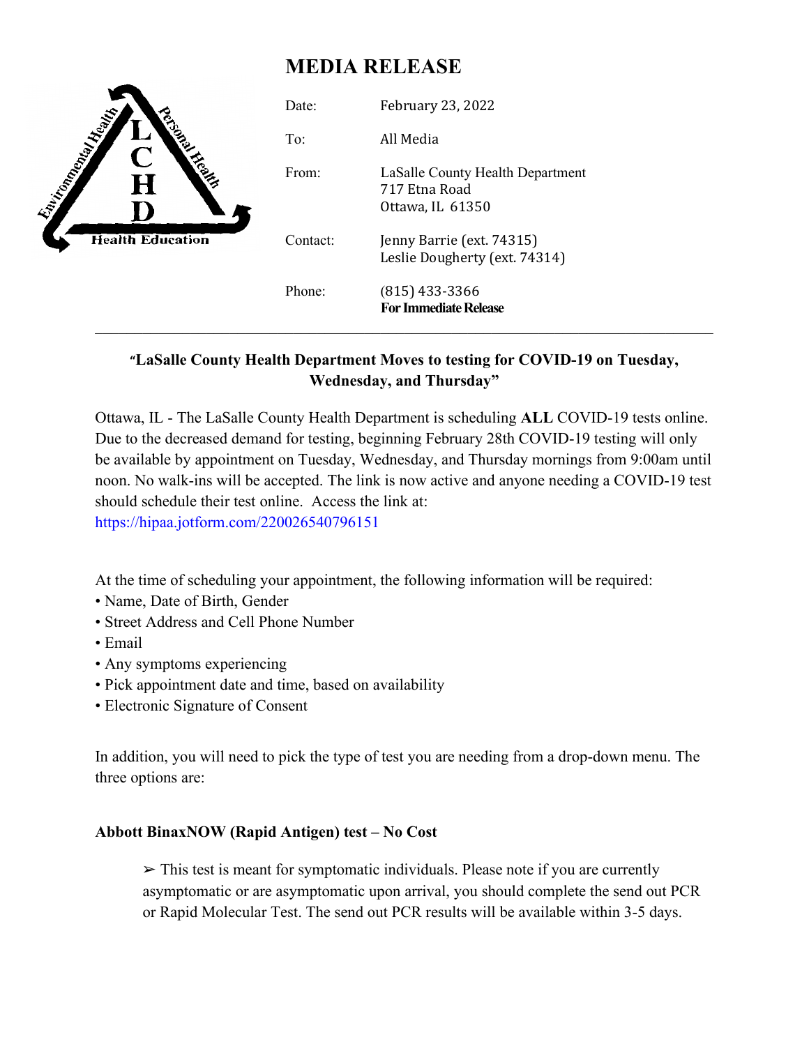# MEDIA RELEASE

LCHD — Environmental Health, Personal Health, Health Education

| | |
|---|---|
| Date: | February 23, 2022 |
| To: | All Media |
| From: | LaSalle County Health Department<br>717 Etna Road<br>Ottawa, IL 61350 |
| Contact: | Jenny Barrie (ext. 74315)<br>Leslie Dougherty (ext. 74314) |
| Phone: | (815) 433-3366<br>**For Immediate Release** |

---

**"LaSalle County Health Department Moves to testing for COVID-19 on Tuesday, Wednesday, and Thursday"**

Ottawa, IL - The LaSalle County Health Department is scheduling **ALL** COVID-19 tests online. Due to the decreased demand for testing, beginning February 28th COVID-19 testing will only be available by appointment on Tuesday, Wednesday, and Thursday mornings from 9:00am until noon. No walk-ins will be accepted. The link is now active and anyone needing a COVID-19 test should schedule their test online. Access the link at: https://hipaa.jotform.com/220026540796151

At the time of scheduling your appointment, the following information will be required:

- Name, Date of Birth, Gender
- Street Address and Cell Phone Number
- Email
- Any symptoms experiencing
- Pick appointment date and time, based on availability
- Electronic Signature of Consent

In addition, you will need to pick the type of test you are needing from a drop-down menu. The three options are:

**Abbott BinaxNOW (Rapid Antigen) test – No Cost**

> ➢ This test is meant for symptomatic individuals. Please note if you are currently asymptomatic or are asymptomatic upon arrival, you should complete the send out PCR or Rapid Molecular Test. The send out PCR results will be available within 3-5 days.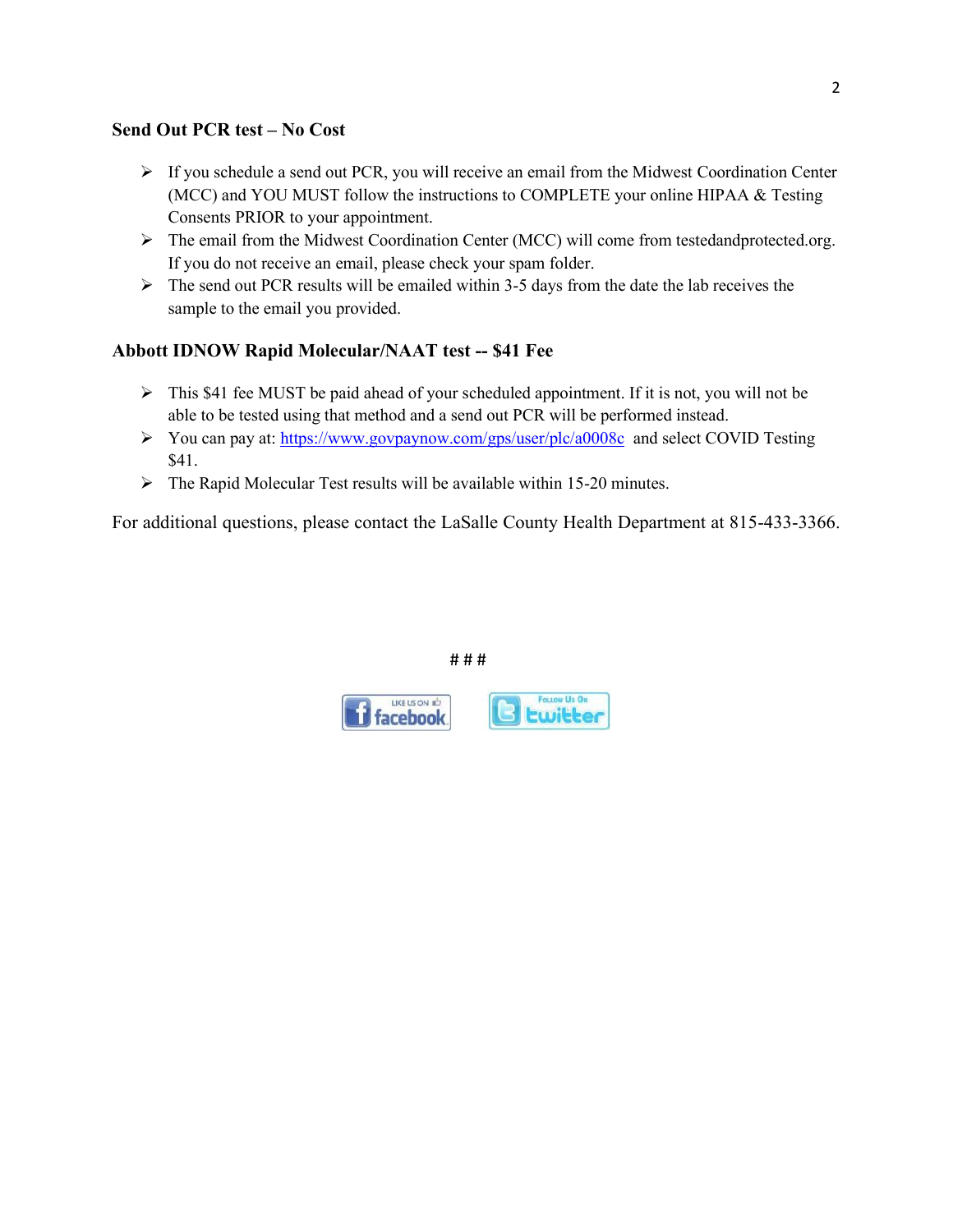**Send Out PCR test – No Cost**

- If you schedule a send out PCR, you will receive an email from the Midwest Coordination Center (MCC) and YOU MUST follow the instructions to COMPLETE your online HIPAA & Testing Consents PRIOR to your appointment.
- The email from the Midwest Coordination Center (MCC) will come from testedandprotected.org. If you do not receive an email, please check your spam folder.
- The send out PCR results will be emailed within 3-5 days from the date the lab receives the sample to the email you provided.

**Abbott IDNOW Rapid Molecular/NAAT test -- $41 Fee**

- This $41 fee MUST be paid ahead of your scheduled appointment. If it is not, you will not be able to be tested using that method and a send out PCR will be performed instead.
- You can pay at: https://www.govpaynow.com/gps/user/plc/a0008c and select COVID Testing $41.
- The Rapid Molecular Test results will be available within 15-20 minutes.

For additional questions, please contact the LaSalle County Health Department at 815-433-3366.

# # #